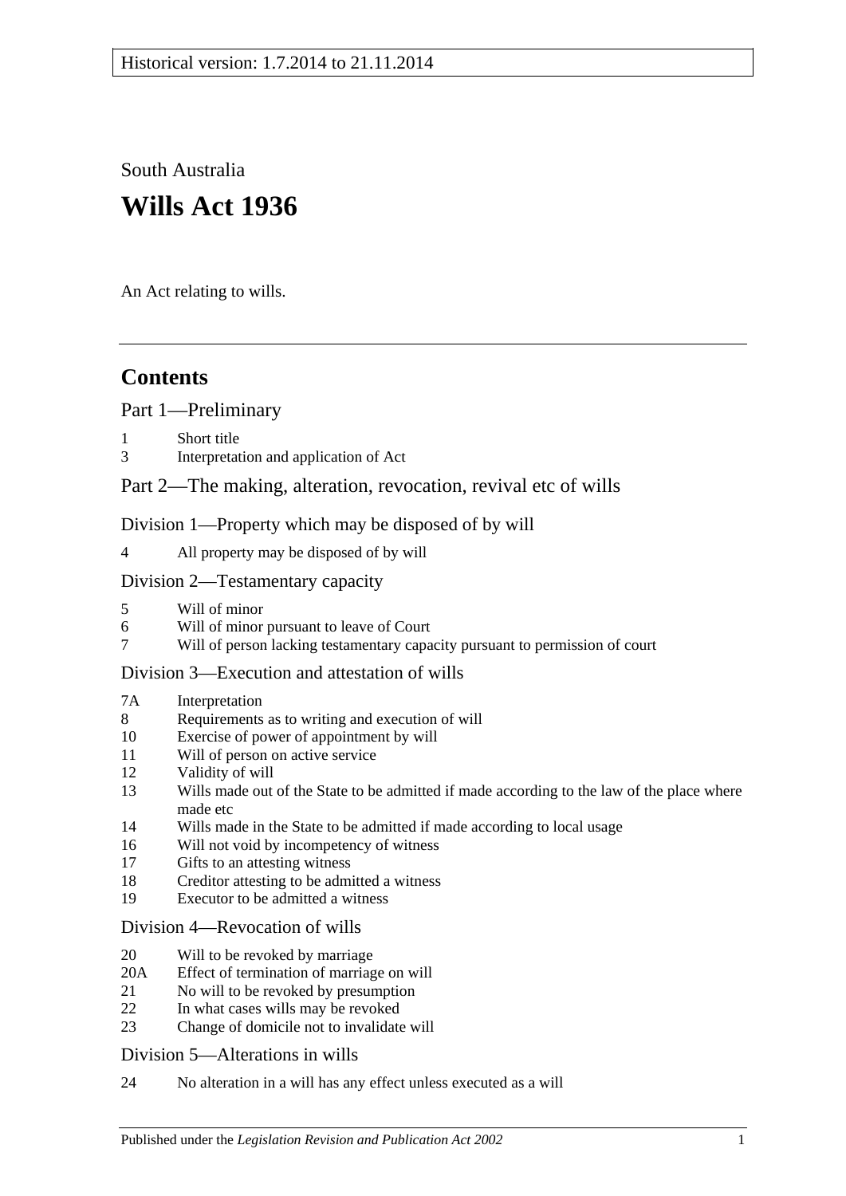Historical version: 1.7.2014 to 21.11.2014

South Australia

# Wills Act 1936

An Act relating to wills.

## Contents

Part 1—Preliminary

1 Short title
3 Interpretation and application of Act

Part 2—The making, alteration, revocation, revival etc of wills

Division 1—Property which may be disposed of by will

4 All property may be disposed of by will

Division 2—Testamentary capacity

5 Will of minor
6 Will of minor pursuant to leave of Court
7 Will of person lacking testamentary capacity pursuant to permission of court

Division 3—Execution and attestation of wills

7A Interpretation
8 Requirements as to writing and execution of will
10 Exercise of power of appointment by will
11 Will of person on active service
12 Validity of will
13 Wills made out of the State to be admitted if made according to the law of the place where made etc
14 Wills made in the State to be admitted if made according to local usage
16 Will not void by incompetency of witness
17 Gifts to an attesting witness
18 Creditor attesting to be admitted a witness
19 Executor to be admitted a witness

Division 4—Revocation of wills

20 Will to be revoked by marriage
20A Effect of termination of marriage on will
21 No will to be revoked by presumption
22 In what cases wills may be revoked
23 Change of domicile not to invalidate will

Division 5—Alterations in wills

24 No alteration in a will has any effect unless executed as a will

Published under the *Legislation Revision and Publication Act 2002*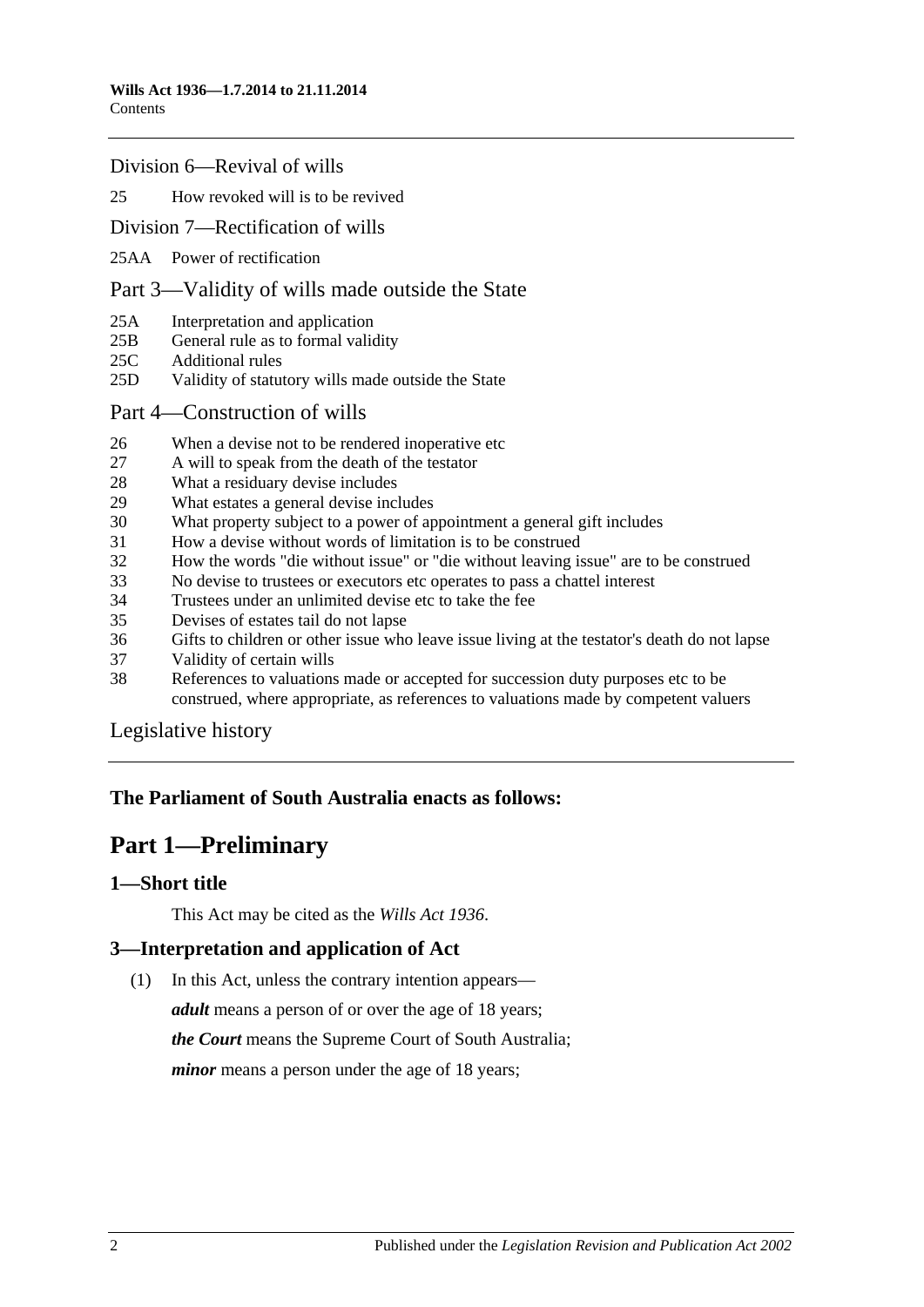Division 6—Revival of wills

25 How revoked will is to be revived

Division 7—Rectification of wills

25AA Power of rectification

Part 3—Validity of wills made outside the State

25A Interpretation and application
25B General rule as to formal validity
25C Additional rules
25D Validity of statutory wills made outside the State

Part 4—Construction of wills

26 When a devise not to be rendered inoperative etc
27 A will to speak from the death of the testator
28 What a residuary devise includes
29 What estates a general devise includes
30 What property subject to a power of appointment a general gift includes
31 How a devise without words of limitation is to be construed
32 How the words "die without issue" or "die without leaving issue" are to be construed
33 No devise to trustees or executors etc operates to pass a chattel interest
34 Trustees under an unlimited devise etc to take the fee
35 Devises of estates tail do not lapse
36 Gifts to children or other issue who leave issue living at the testator's death do not lapse
37 Validity of certain wills
38 References to valuations made or accepted for succession duty purposes etc to be construed, where appropriate, as references to valuations made by competent valuers

Legislative history

**The Parliament of South Australia enacts as follows:**

# Part 1—Preliminary

## 1—Short title

This Act may be cited as the *Wills Act 1936*.

## 3—Interpretation and application of Act

(1) In this Act, unless the contrary intention appears—

***adult*** means a person of or over the age of 18 years;

***the Court*** means the Supreme Court of South Australia;

***minor*** means a person under the age of 18 years;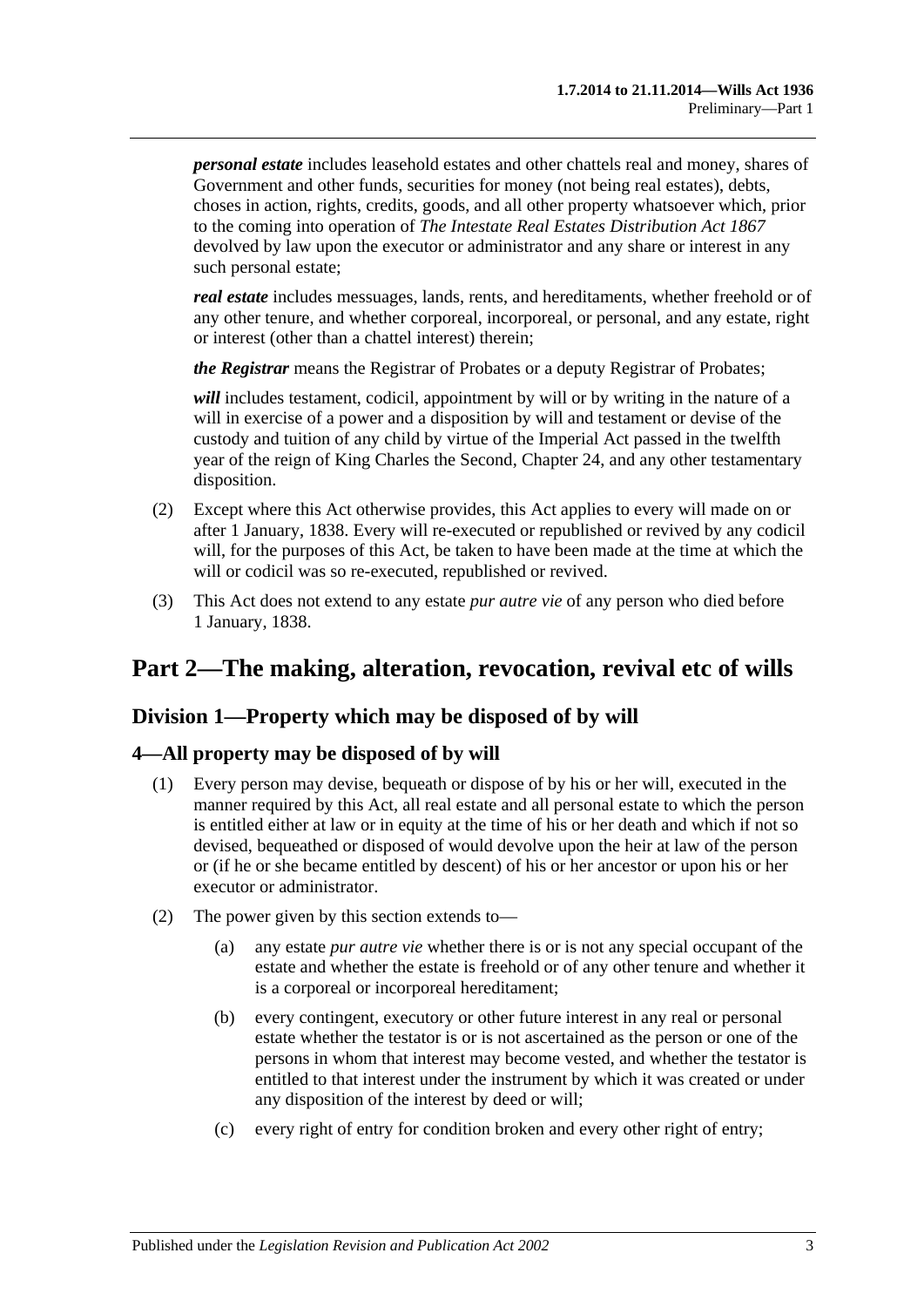***personal estate*** includes leasehold estates and other chattels real and money, shares of Government and other funds, securities for money (not being real estates), debts, choses in action, rights, credits, goods, and all other property whatsoever which, prior to the coming into operation of *The Intestate Real Estates Distribution Act 1867* devolved by law upon the executor or administrator and any share or interest in any such personal estate;

***real estate*** includes messuages, lands, rents, and hereditaments, whether freehold or of any other tenure, and whether corporeal, incorporeal, or personal, and any estate, right or interest (other than a chattel interest) therein;

***the Registrar*** means the Registrar of Probates or a deputy Registrar of Probates;

***will*** includes testament, codicil, appointment by will or by writing in the nature of a will in exercise of a power and a disposition by will and testament or devise of the custody and tuition of any child by virtue of the Imperial Act passed in the twelfth year of the reign of King Charles the Second, Chapter 24, and any other testamentary disposition.

(2) Except where this Act otherwise provides, this Act applies to every will made on or after 1 January, 1838. Every will re-executed or republished or revived by any codicil will, for the purposes of this Act, be taken to have been made at the time at which the will or codicil was so re-executed, republished or revived.

(3) This Act does not extend to any estate *pur autre vie* of any person who died before 1 January, 1838.

# Part 2—The making, alteration, revocation, revival etc of wills

## Division 1—Property which may be disposed of by will

### 4—All property may be disposed of by will

(1) Every person may devise, bequeath or dispose of by his or her will, executed in the manner required by this Act, all real estate and all personal estate to which the person is entitled either at law or in equity at the time of his or her death and which if not so devised, bequeathed or disposed of would devolve upon the heir at law of the person or (if he or she became entitled by descent) of his or her ancestor or upon his or her executor or administrator.

(2) The power given by this section extends to—

(a) any estate *pur autre vie* whether there is or is not any special occupant of the estate and whether the estate is freehold or of any other tenure and whether it is a corporeal or incorporeal hereditament;

(b) every contingent, executory or other future interest in any real or personal estate whether the testator is or is not ascertained as the person or one of the persons in whom that interest may become vested, and whether the testator is entitled to that interest under the instrument by which it was created or under any disposition of the interest by deed or will;

(c) every right of entry for condition broken and every other right of entry;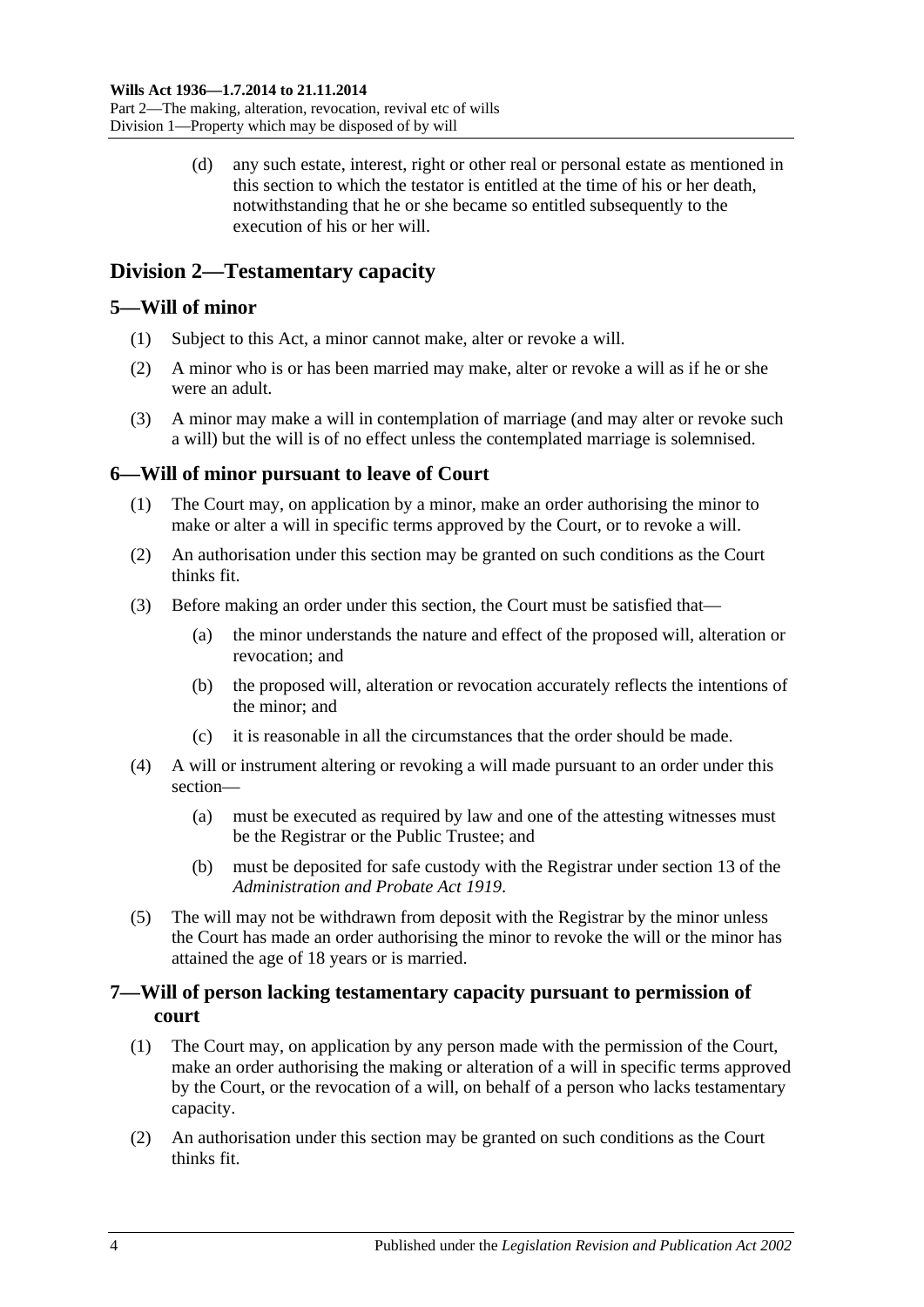(d) any such estate, interest, right or other real or personal estate as mentioned in this section to which the testator is entitled at the time of his or her death, notwithstanding that he or she became so entitled subsequently to the execution of his or her will.

## Division 2—Testamentary capacity

### 5—Will of minor

(1) Subject to this Act, a minor cannot make, alter or revoke a will.

(2) A minor who is or has been married may make, alter or revoke a will as if he or she were an adult.

(3) A minor may make a will in contemplation of marriage (and may alter or revoke such a will) but the will is of no effect unless the contemplated marriage is solemnised.

### 6—Will of minor pursuant to leave of Court

(1) The Court may, on application by a minor, make an order authorising the minor to make or alter a will in specific terms approved by the Court, or to revoke a will.

(2) An authorisation under this section may be granted on such conditions as the Court thinks fit.

(3) Before making an order under this section, the Court must be satisfied that—

(a) the minor understands the nature and effect of the proposed will, alteration or revocation; and

(b) the proposed will, alteration or revocation accurately reflects the intentions of the minor; and

(c) it is reasonable in all the circumstances that the order should be made.

(4) A will or instrument altering or revoking a will made pursuant to an order under this section—

(a) must be executed as required by law and one of the attesting witnesses must be the Registrar or the Public Trustee; and

(b) must be deposited for safe custody with the Registrar under section 13 of the *Administration and Probate Act 1919*.

(5) The will may not be withdrawn from deposit with the Registrar by the minor unless the Court has made an order authorising the minor to revoke the will or the minor has attained the age of 18 years or is married.

### 7—Will of person lacking testamentary capacity pursuant to permission of court

(1) The Court may, on application by any person made with the permission of the Court, make an order authorising the making or alteration of a will in specific terms approved by the Court, or the revocation of a will, on behalf of a person who lacks testamentary capacity.

(2) An authorisation under this section may be granted on such conditions as the Court thinks fit.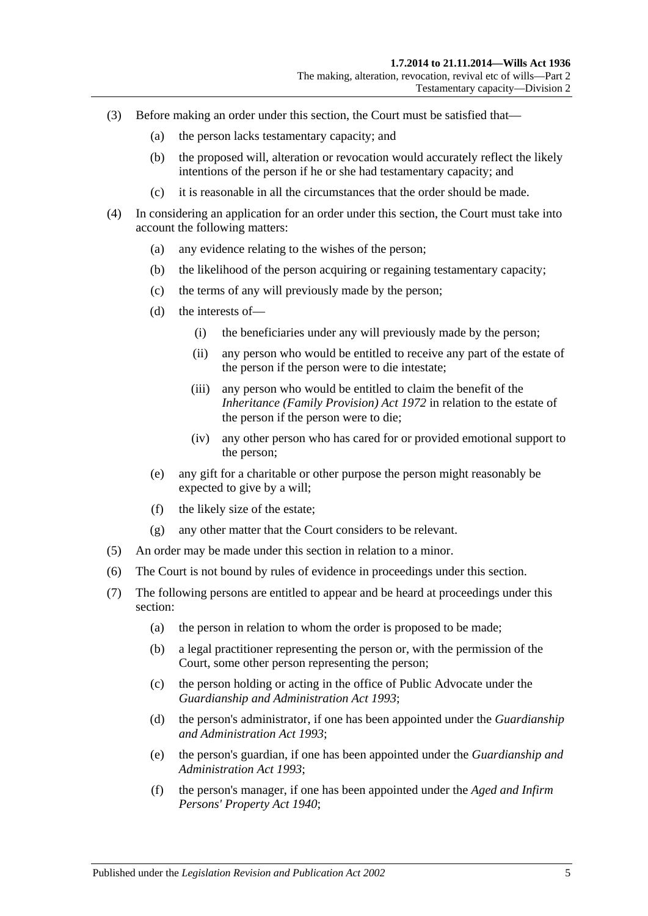(3) Before making an order under this section, the Court must be satisfied that—

(a) the person lacks testamentary capacity; and

(b) the proposed will, alteration or revocation would accurately reflect the likely intentions of the person if he or she had testamentary capacity; and

(c) it is reasonable in all the circumstances that the order should be made.

(4) In considering an application for an order under this section, the Court must take into account the following matters:

(a) any evidence relating to the wishes of the person;

(b) the likelihood of the person acquiring or regaining testamentary capacity;

(c) the terms of any will previously made by the person;

(d) the interests of—

(i) the beneficiaries under any will previously made by the person;

(ii) any person who would be entitled to receive any part of the estate of the person if the person were to die intestate;

(iii) any person who would be entitled to claim the benefit of the *Inheritance (Family Provision) Act 1972* in relation to the estate of the person if the person were to die;

(iv) any other person who has cared for or provided emotional support to the person;

(e) any gift for a charitable or other purpose the person might reasonably be expected to give by a will;

(f) the likely size of the estate;

(g) any other matter that the Court considers to be relevant.

(5) An order may be made under this section in relation to a minor.

(6) The Court is not bound by rules of evidence in proceedings under this section.

(7) The following persons are entitled to appear and be heard at proceedings under this section:

(a) the person in relation to whom the order is proposed to be made;

(b) a legal practitioner representing the person or, with the permission of the Court, some other person representing the person;

(c) the person holding or acting in the office of Public Advocate under the *Guardianship and Administration Act 1993*;

(d) the person's administrator, if one has been appointed under the *Guardianship and Administration Act 1993*;

(e) the person's guardian, if one has been appointed under the *Guardianship and Administration Act 1993*;

(f) the person's manager, if one has been appointed under the *Aged and Infirm Persons' Property Act 1940*;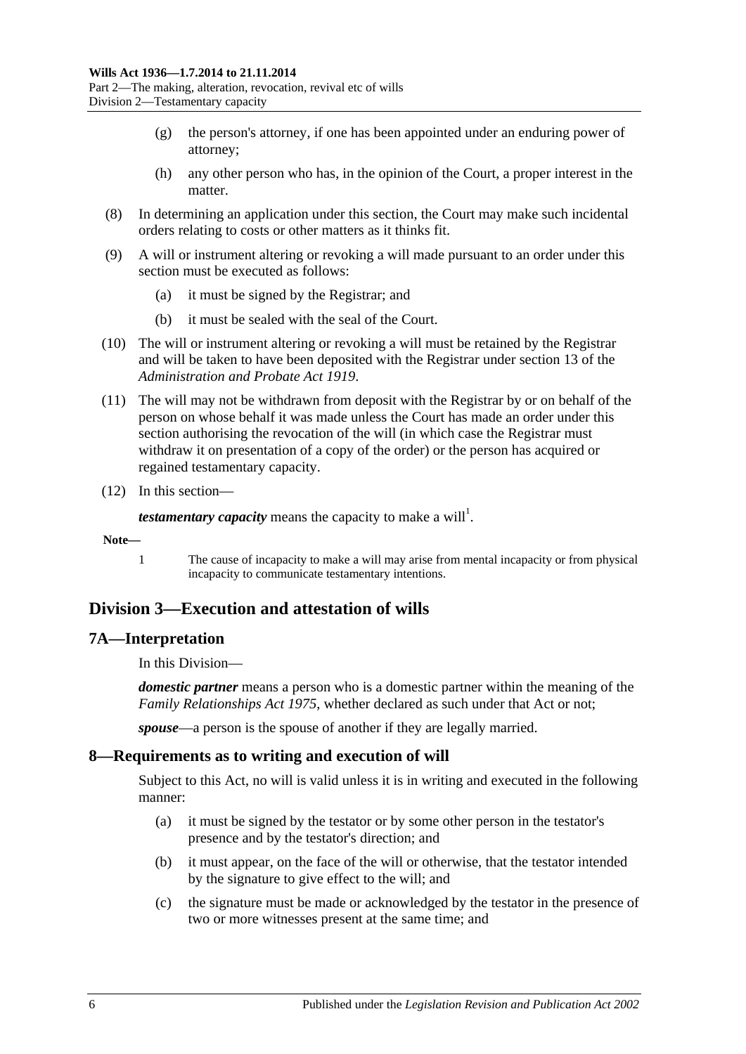(g) the person's attorney, if one has been appointed under an enduring power of attorney;

(h) any other person who has, in the opinion of the Court, a proper interest in the matter.

(8) In determining an application under this section, the Court may make such incidental orders relating to costs or other matters as it thinks fit.

(9) A will or instrument altering or revoking a will made pursuant to an order under this section must be executed as follows:

(a) it must be signed by the Registrar; and

(b) it must be sealed with the seal of the Court.

(10) The will or instrument altering or revoking a will must be retained by the Registrar and will be taken to have been deposited with the Registrar under section 13 of the *Administration and Probate Act 1919*.

(11) The will may not be withdrawn from deposit with the Registrar by or on behalf of the person on whose behalf it was made unless the Court has made an order under this section authorising the revocation of the will (in which case the Registrar must withdraw it on presentation of a copy of the order) or the person has acquired or regained testamentary capacity.

(12) In this section—

***testamentary capacity*** means the capacity to make a will[1].

**Note—**

1 The cause of incapacity to make a will may arise from mental incapacity or from physical incapacity to communicate testamentary intentions.

## Division 3—Execution and attestation of wills

### 7A—Interpretation

In this Division—

***domestic partner*** means a person who is a domestic partner within the meaning of the *Family Relationships Act 1975*, whether declared as such under that Act or not;

***spouse***—a person is the spouse of another if they are legally married.

### 8—Requirements as to writing and execution of will

Subject to this Act, no will is valid unless it is in writing and executed in the following manner:

(a) it must be signed by the testator or by some other person in the testator's presence and by the testator's direction; and

(b) it must appear, on the face of the will or otherwise, that the testator intended by the signature to give effect to the will; and

(c) the signature must be made or acknowledged by the testator in the presence of two or more witnesses present at the same time; and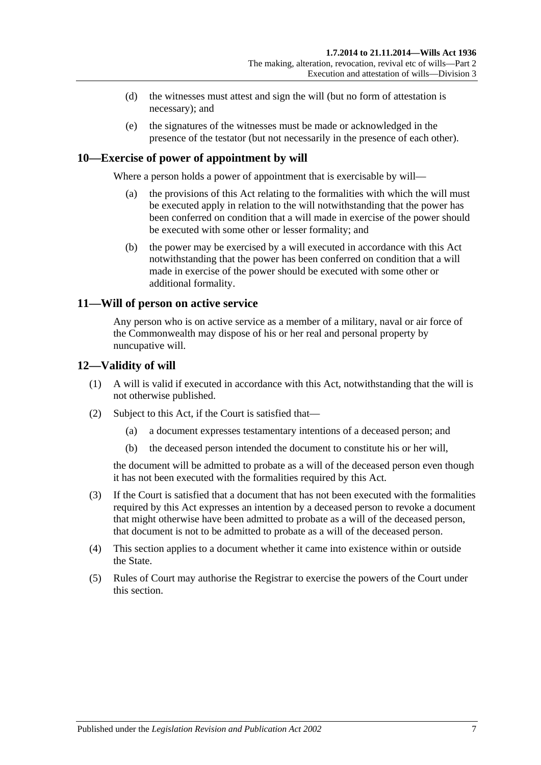(d) the witnesses must attest and sign the will (but no form of attestation is necessary); and

(e) the signatures of the witnesses must be made or acknowledged in the presence of the testator (but not necessarily in the presence of each other).

## 10—Exercise of power of appointment by will

Where a person holds a power of appointment that is exercisable by will—

(a) the provisions of this Act relating to the formalities with which the will must be executed apply in relation to the will notwithstanding that the power has been conferred on condition that a will made in exercise of the power should be executed with some other or lesser formality; and

(b) the power may be exercised by a will executed in accordance with this Act notwithstanding that the power has been conferred on condition that a will made in exercise of the power should be executed with some other or additional formality.

## 11—Will of person on active service

Any person who is on active service as a member of a military, naval or air force of the Commonwealth may dispose of his or her real and personal property by nuncupative will.

## 12—Validity of will

(1) A will is valid if executed in accordance with this Act, notwithstanding that the will is not otherwise published.

(2) Subject to this Act, if the Court is satisfied that—

(a) a document expresses testamentary intentions of a deceased person; and

(b) the deceased person intended the document to constitute his or her will,

the document will be admitted to probate as a will of the deceased person even though it has not been executed with the formalities required by this Act.

(3) If the Court is satisfied that a document that has not been executed with the formalities required by this Act expresses an intention by a deceased person to revoke a document that might otherwise have been admitted to probate as a will of the deceased person, that document is not to be admitted to probate as a will of the deceased person.

(4) This section applies to a document whether it came into existence within or outside the State.

(5) Rules of Court may authorise the Registrar to exercise the powers of the Court under this section.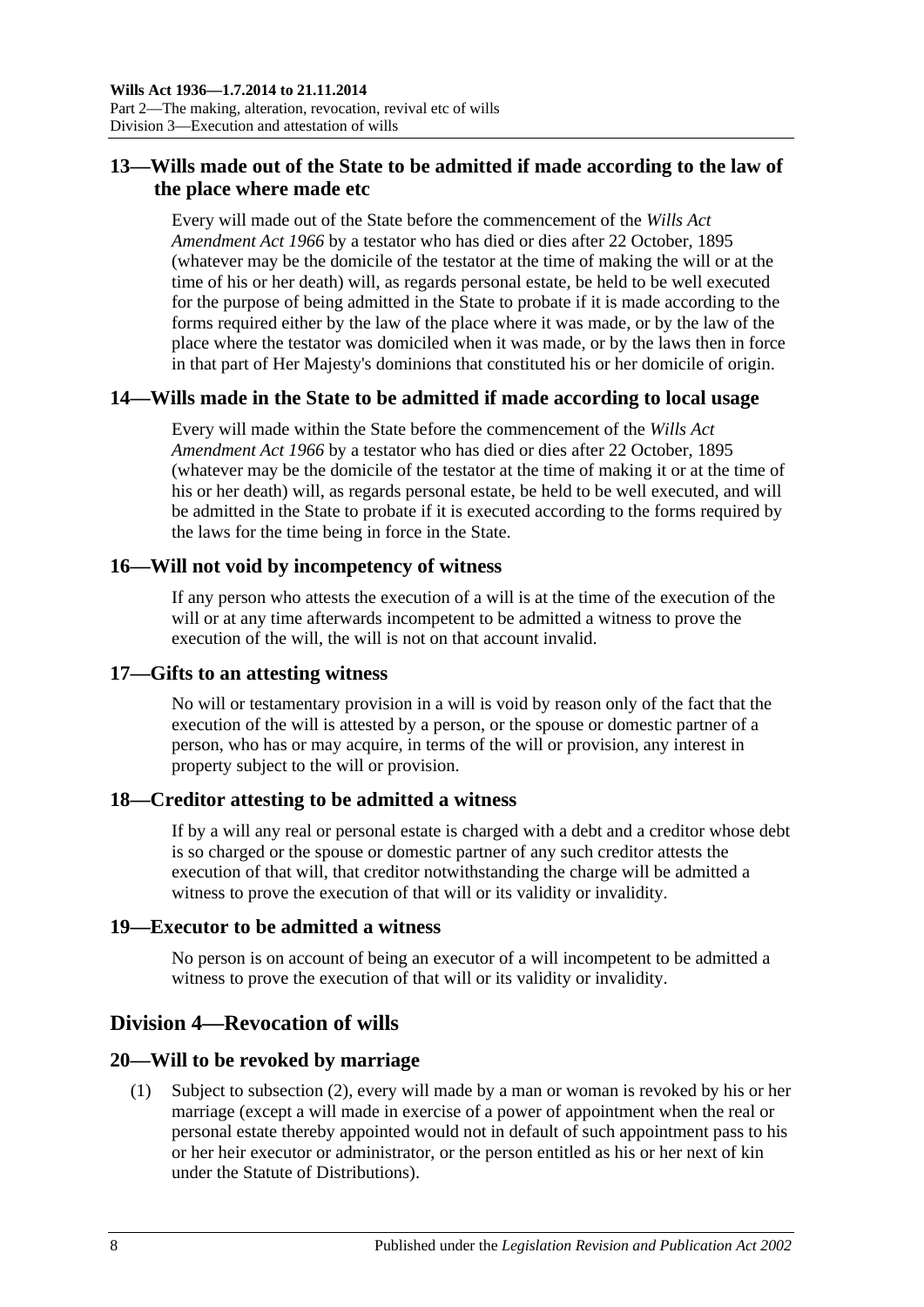### 13—Wills made out of the State to be admitted if made according to the law of the place where made etc

Every will made out of the State before the commencement of the *Wills Act Amendment Act 1966* by a testator who has died or dies after 22 October, 1895 (whatever may be the domicile of the testator at the time of making the will or at the time of his or her death) will, as regards personal estate, be held to be well executed for the purpose of being admitted in the State to probate if it is made according to the forms required either by the law of the place where it was made, or by the law of the place where the testator was domiciled when it was made, or by the laws then in force in that part of Her Majesty's dominions that constituted his or her domicile of origin.

### 14—Wills made in the State to be admitted if made according to local usage

Every will made within the State before the commencement of the *Wills Act Amendment Act 1966* by a testator who has died or dies after 22 October, 1895 (whatever may be the domicile of the testator at the time of making it or at the time of his or her death) will, as regards personal estate, be held to be well executed, and will be admitted in the State to probate if it is executed according to the forms required by the laws for the time being in force in the State.

### 16—Will not void by incompetency of witness

If any person who attests the execution of a will is at the time of the execution of the will or at any time afterwards incompetent to be admitted a witness to prove the execution of the will, the will is not on that account invalid.

### 17—Gifts to an attesting witness

No will or testamentary provision in a will is void by reason only of the fact that the execution of the will is attested by a person, or the spouse or domestic partner of a person, who has or may acquire, in terms of the will or provision, any interest in property subject to the will or provision.

### 18—Creditor attesting to be admitted a witness

If by a will any real or personal estate is charged with a debt and a creditor whose debt is so charged or the spouse or domestic partner of any such creditor attests the execution of that will, that creditor notwithstanding the charge will be admitted a witness to prove the execution of that will or its validity or invalidity.

### 19—Executor to be admitted a witness

No person is on account of being an executor of a will incompetent to be admitted a witness to prove the execution of that will or its validity or invalidity.

## Division 4—Revocation of wills

### 20—Will to be revoked by marriage

(1) Subject to subsection (2), every will made by a man or woman is revoked by his or her marriage (except a will made in exercise of a power of appointment when the real or personal estate thereby appointed would not in default of such appointment pass to his or her heir executor or administrator, or the person entitled as his or her next of kin under the Statute of Distributions).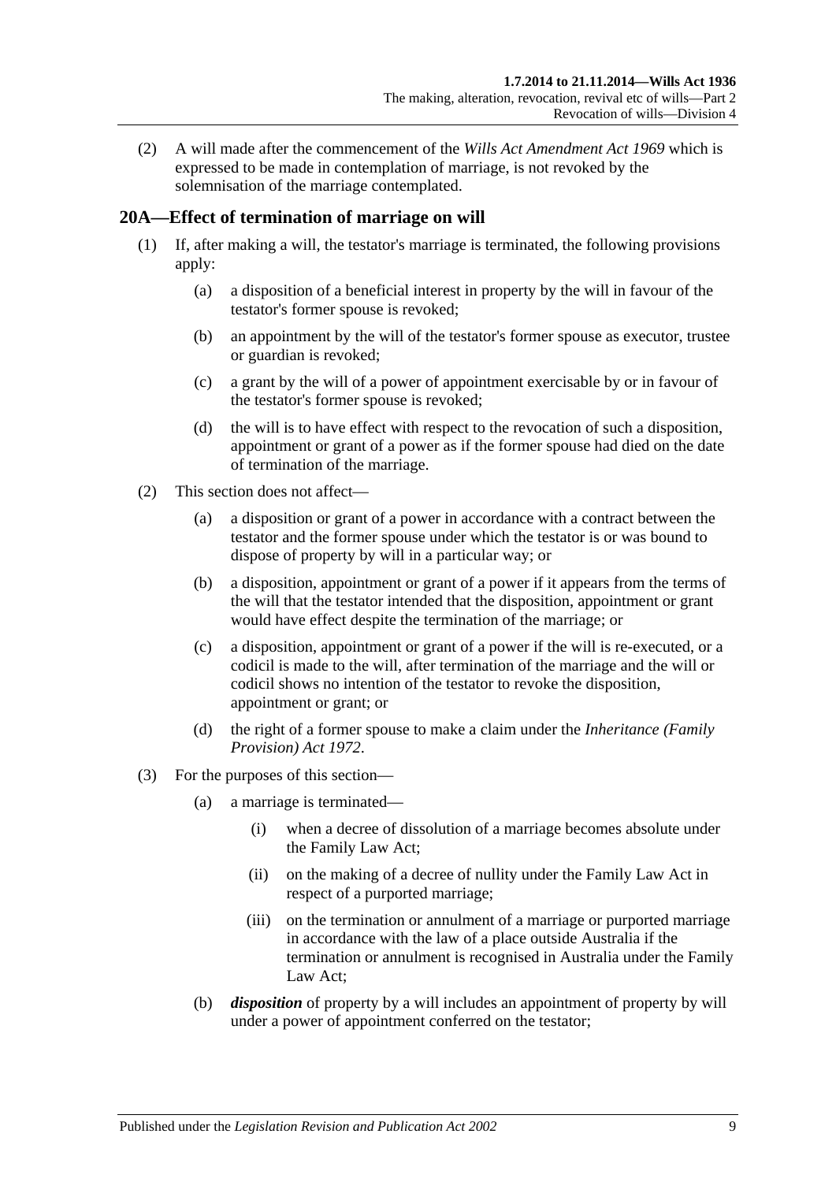(2) A will made after the commencement of the *Wills Act Amendment Act 1969* which is expressed to be made in contemplation of marriage, is not revoked by the solemnisation of the marriage contemplated.

## 20A—Effect of termination of marriage on will

(1) If, after making a will, the testator's marriage is terminated, the following provisions apply:

(a) a disposition of a beneficial interest in property by the will in favour of the testator's former spouse is revoked;

(b) an appointment by the will of the testator's former spouse as executor, trustee or guardian is revoked;

(c) a grant by the will of a power of appointment exercisable by or in favour of the testator's former spouse is revoked;

(d) the will is to have effect with respect to the revocation of such a disposition, appointment or grant of a power as if the former spouse had died on the date of termination of the marriage.

(2) This section does not affect—

(a) a disposition or grant of a power in accordance with a contract between the testator and the former spouse under which the testator is or was bound to dispose of property by will in a particular way; or

(b) a disposition, appointment or grant of a power if it appears from the terms of the will that the testator intended that the disposition, appointment or grant would have effect despite the termination of the marriage; or

(c) a disposition, appointment or grant of a power if the will is re-executed, or a codicil is made to the will, after termination of the marriage and the will or codicil shows no intention of the testator to revoke the disposition, appointment or grant; or

(d) the right of a former spouse to make a claim under the *Inheritance (Family Provision) Act 1972*.

(3) For the purposes of this section—

(a) a marriage is terminated—

(i) when a decree of dissolution of a marriage becomes absolute under the Family Law Act;

(ii) on the making of a decree of nullity under the Family Law Act in respect of a purported marriage;

(iii) on the termination or annulment of a marriage or purported marriage in accordance with the law of a place outside Australia if the termination or annulment is recognised in Australia under the Family Law Act;

(b) ***disposition*** of property by a will includes an appointment of property by will under a power of appointment conferred on the testator;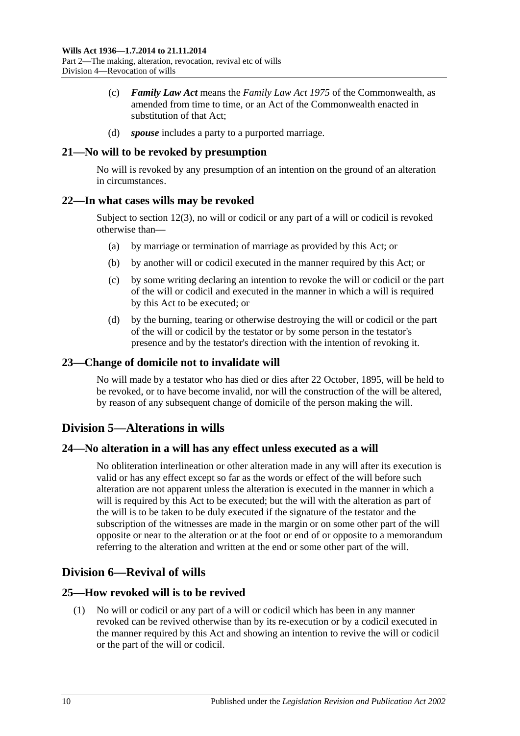(c) ***Family Law Act*** means the *Family Law Act 1975* of the Commonwealth, as amended from time to time, or an Act of the Commonwealth enacted in substitution of that Act;

(d) ***spouse*** includes a party to a purported marriage.

### 21—No will to be revoked by presumption

No will is revoked by any presumption of an intention on the ground of an alteration in circumstances.

### 22—In what cases wills may be revoked

Subject to section 12(3), no will or codicil or any part of a will or codicil is revoked otherwise than—

(a) by marriage or termination of marriage as provided by this Act; or

(b) by another will or codicil executed in the manner required by this Act; or

(c) by some writing declaring an intention to revoke the will or codicil or the part of the will or codicil and executed in the manner in which a will is required by this Act to be executed; or

(d) by the burning, tearing or otherwise destroying the will or codicil or the part of the will or codicil by the testator or by some person in the testator's presence and by the testator's direction with the intention of revoking it.

### 23—Change of domicile not to invalidate will

No will made by a testator who has died or dies after 22 October, 1895, will be held to be revoked, or to have become invalid, nor will the construction of the will be altered, by reason of any subsequent change of domicile of the person making the will.

## Division 5—Alterations in wills

### 24—No alteration in a will has any effect unless executed as a will

No obliteration interlineation or other alteration made in any will after its execution is valid or has any effect except so far as the words or effect of the will before such alteration are not apparent unless the alteration is executed in the manner in which a will is required by this Act to be executed; but the will with the alteration as part of the will is to be taken to be duly executed if the signature of the testator and the subscription of the witnesses are made in the margin or on some other part of the will opposite or near to the alteration or at the foot or end of or opposite to a memorandum referring to the alteration and written at the end or some other part of the will.

## Division 6—Revival of wills

### 25—How revoked will is to be revived

(1) No will or codicil or any part of a will or codicil which has been in any manner revoked can be revived otherwise than by its re-execution or by a codicil executed in the manner required by this Act and showing an intention to revive the will or codicil or the part of the will or codicil.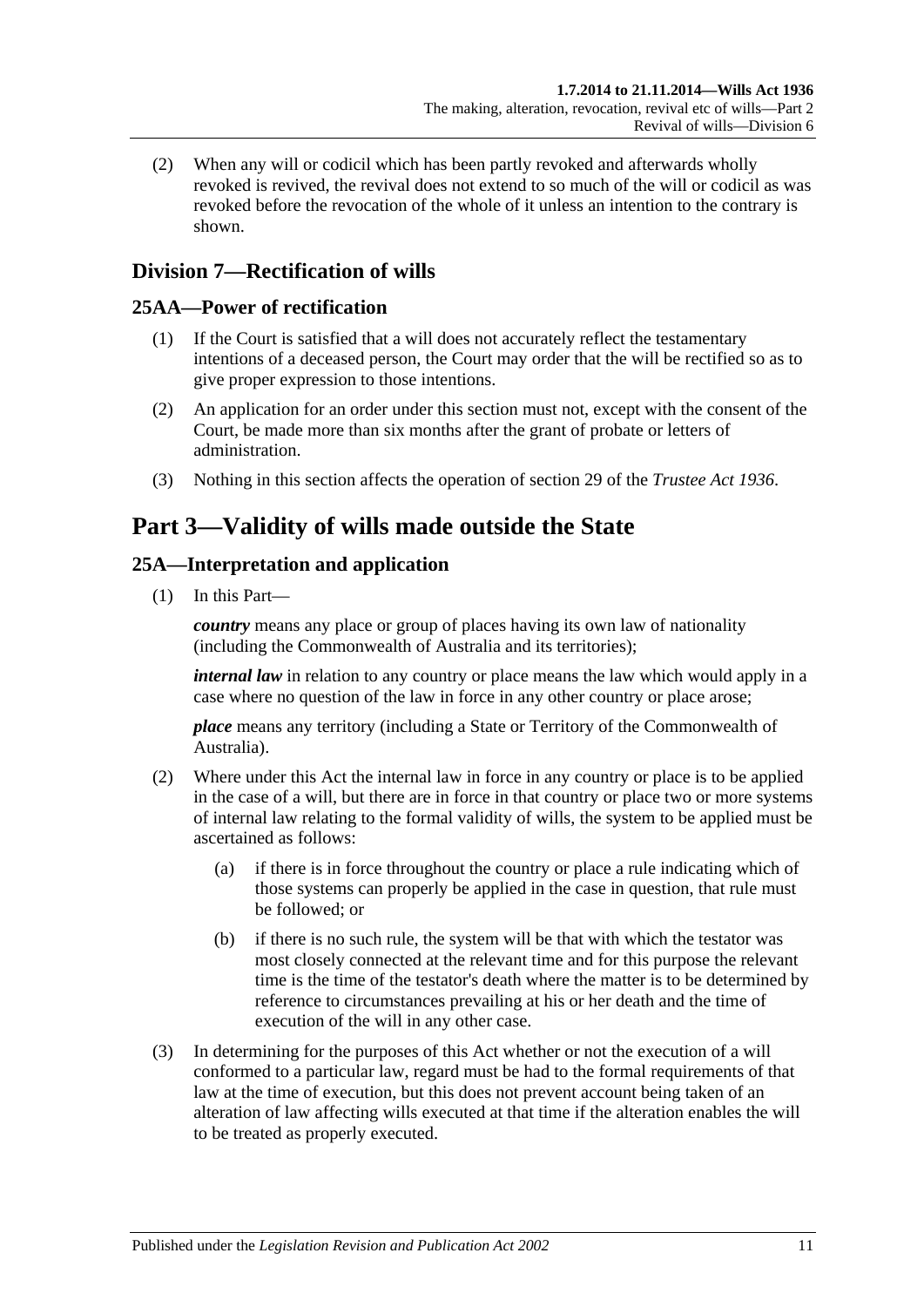(2) When any will or codicil which has been partly revoked and afterwards wholly revoked is revived, the revival does not extend to so much of the will or codicil as was revoked before the revocation of the whole of it unless an intention to the contrary is shown.

## Division 7—Rectification of wills

### 25AA—Power of rectification

(1) If the Court is satisfied that a will does not accurately reflect the testamentary intentions of a deceased person, the Court may order that the will be rectified so as to give proper expression to those intentions.

(2) An application for an order under this section must not, except with the consent of the Court, be made more than six months after the grant of probate or letters of administration.

(3) Nothing in this section affects the operation of section 29 of the *Trustee Act 1936*.

# Part 3—Validity of wills made outside the State

### 25A—Interpretation and application

(1) In this Part—

***country*** means any place or group of places having its own law of nationality (including the Commonwealth of Australia and its territories);

***internal law*** in relation to any country or place means the law which would apply in a case where no question of the law in force in any other country or place arose;

***place*** means any territory (including a State or Territory of the Commonwealth of Australia).

(2) Where under this Act the internal law in force in any country or place is to be applied in the case of a will, but there are in force in that country or place two or more systems of internal law relating to the formal validity of wills, the system to be applied must be ascertained as follows:

(a) if there is in force throughout the country or place a rule indicating which of those systems can properly be applied in the case in question, that rule must be followed; or

(b) if there is no such rule, the system will be that with which the testator was most closely connected at the relevant time and for this purpose the relevant time is the time of the testator's death where the matter is to be determined by reference to circumstances prevailing at his or her death and the time of execution of the will in any other case.

(3) In determining for the purposes of this Act whether or not the execution of a will conformed to a particular law, regard must be had to the formal requirements of that law at the time of execution, but this does not prevent account being taken of an alteration of law affecting wills executed at that time if the alteration enables the will to be treated as properly executed.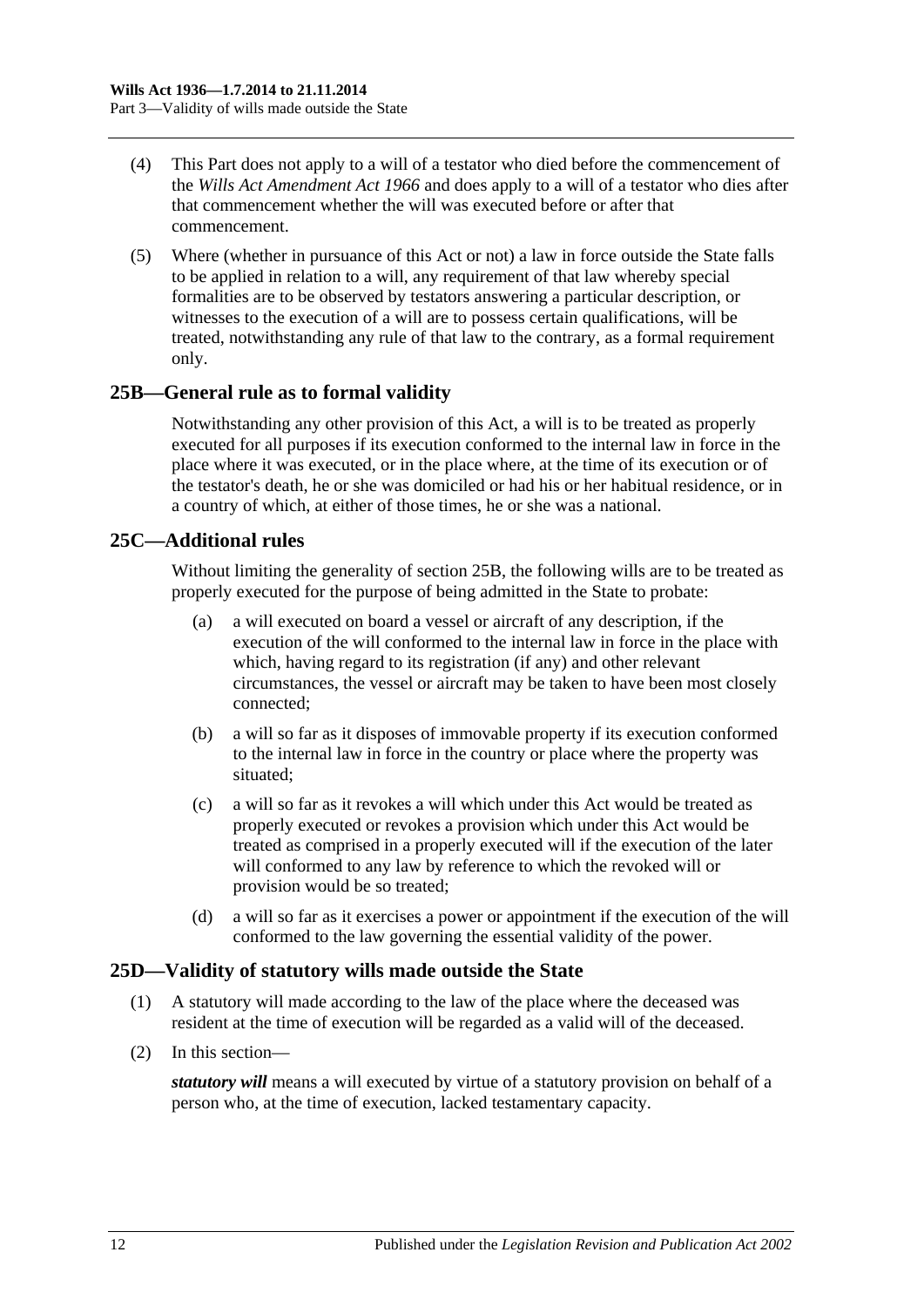(4) This Part does not apply to a will of a testator who died before the commencement of the *Wills Act Amendment Act 1966* and does apply to a will of a testator who dies after that commencement whether the will was executed before or after that commencement.

(5) Where (whether in pursuance of this Act or not) a law in force outside the State falls to be applied in relation to a will, any requirement of that law whereby special formalities are to be observed by testators answering a particular description, or witnesses to the execution of a will are to possess certain qualifications, will be treated, notwithstanding any rule of that law to the contrary, as a formal requirement only.

## 25B—General rule as to formal validity

Notwithstanding any other provision of this Act, a will is to be treated as properly executed for all purposes if its execution conformed to the internal law in force in the place where it was executed, or in the place where, at the time of its execution or of the testator's death, he or she was domiciled or had his or her habitual residence, or in a country of which, at either of those times, he or she was a national.

## 25C—Additional rules

Without limiting the generality of section 25B, the following wills are to be treated as properly executed for the purpose of being admitted in the State to probate:

(a) a will executed on board a vessel or aircraft of any description, if the execution of the will conformed to the internal law in force in the place with which, having regard to its registration (if any) and other relevant circumstances, the vessel or aircraft may be taken to have been most closely connected;

(b) a will so far as it disposes of immovable property if its execution conformed to the internal law in force in the country or place where the property was situated;

(c) a will so far as it revokes a will which under this Act would be treated as properly executed or revokes a provision which under this Act would be treated as comprised in a properly executed will if the execution of the later will conformed to any law by reference to which the revoked will or provision would be so treated;

(d) a will so far as it exercises a power or appointment if the execution of the will conformed to the law governing the essential validity of the power.

## 25D—Validity of statutory wills made outside the State

(1) A statutory will made according to the law of the place where the deceased was resident at the time of execution will be regarded as a valid will of the deceased.

(2) In this section—

***statutory will*** means a will executed by virtue of a statutory provision on behalf of a person who, at the time of execution, lacked testamentary capacity.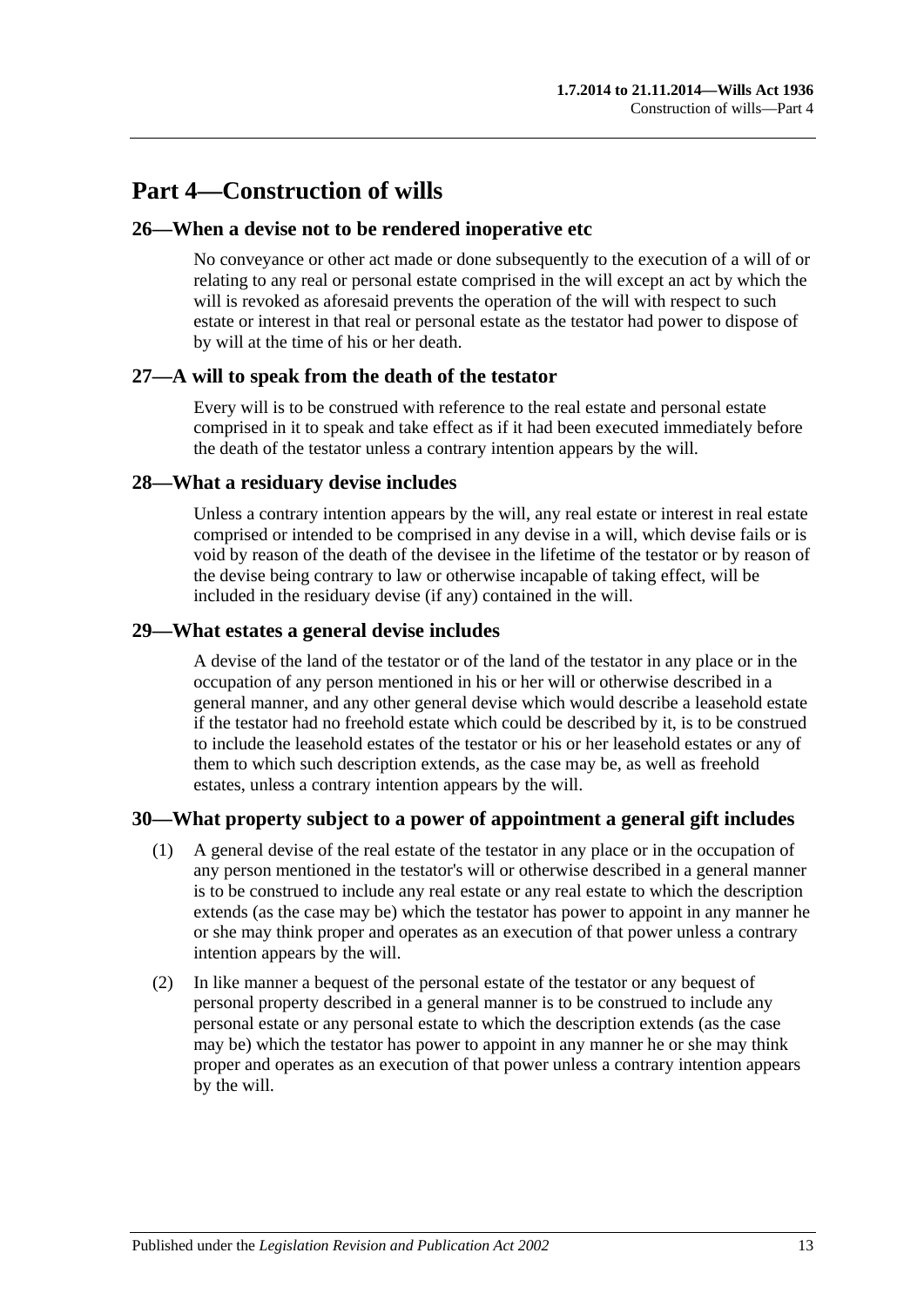# Part 4—Construction of wills

## 26—When a devise not to be rendered inoperative etc

No conveyance or other act made or done subsequently to the execution of a will of or relating to any real or personal estate comprised in the will except an act by which the will is revoked as aforesaid prevents the operation of the will with respect to such estate or interest in that real or personal estate as the testator had power to dispose of by will at the time of his or her death.

## 27—A will to speak from the death of the testator

Every will is to be construed with reference to the real estate and personal estate comprised in it to speak and take effect as if it had been executed immediately before the death of the testator unless a contrary intention appears by the will.

## 28—What a residuary devise includes

Unless a contrary intention appears by the will, any real estate or interest in real estate comprised or intended to be comprised in any devise in a will, which devise fails or is void by reason of the death of the devisee in the lifetime of the testator or by reason of the devise being contrary to law or otherwise incapable of taking effect, will be included in the residuary devise (if any) contained in the will.

## 29—What estates a general devise includes

A devise of the land of the testator or of the land of the testator in any place or in the occupation of any person mentioned in his or her will or otherwise described in a general manner, and any other general devise which would describe a leasehold estate if the testator had no freehold estate which could be described by it, is to be construed to include the leasehold estates of the testator or his or her leasehold estates or any of them to which such description extends, as the case may be, as well as freehold estates, unless a contrary intention appears by the will.

## 30—What property subject to a power of appointment a general gift includes

(1) A general devise of the real estate of the testator in any place or in the occupation of any person mentioned in the testator's will or otherwise described in a general manner is to be construed to include any real estate or any real estate to which the description extends (as the case may be) which the testator has power to appoint in any manner he or she may think proper and operates as an execution of that power unless a contrary intention appears by the will.

(2) In like manner a bequest of the personal estate of the testator or any bequest of personal property described in a general manner is to be construed to include any personal estate or any personal estate to which the description extends (as the case may be) which the testator has power to appoint in any manner he or she may think proper and operates as an execution of that power unless a contrary intention appears by the will.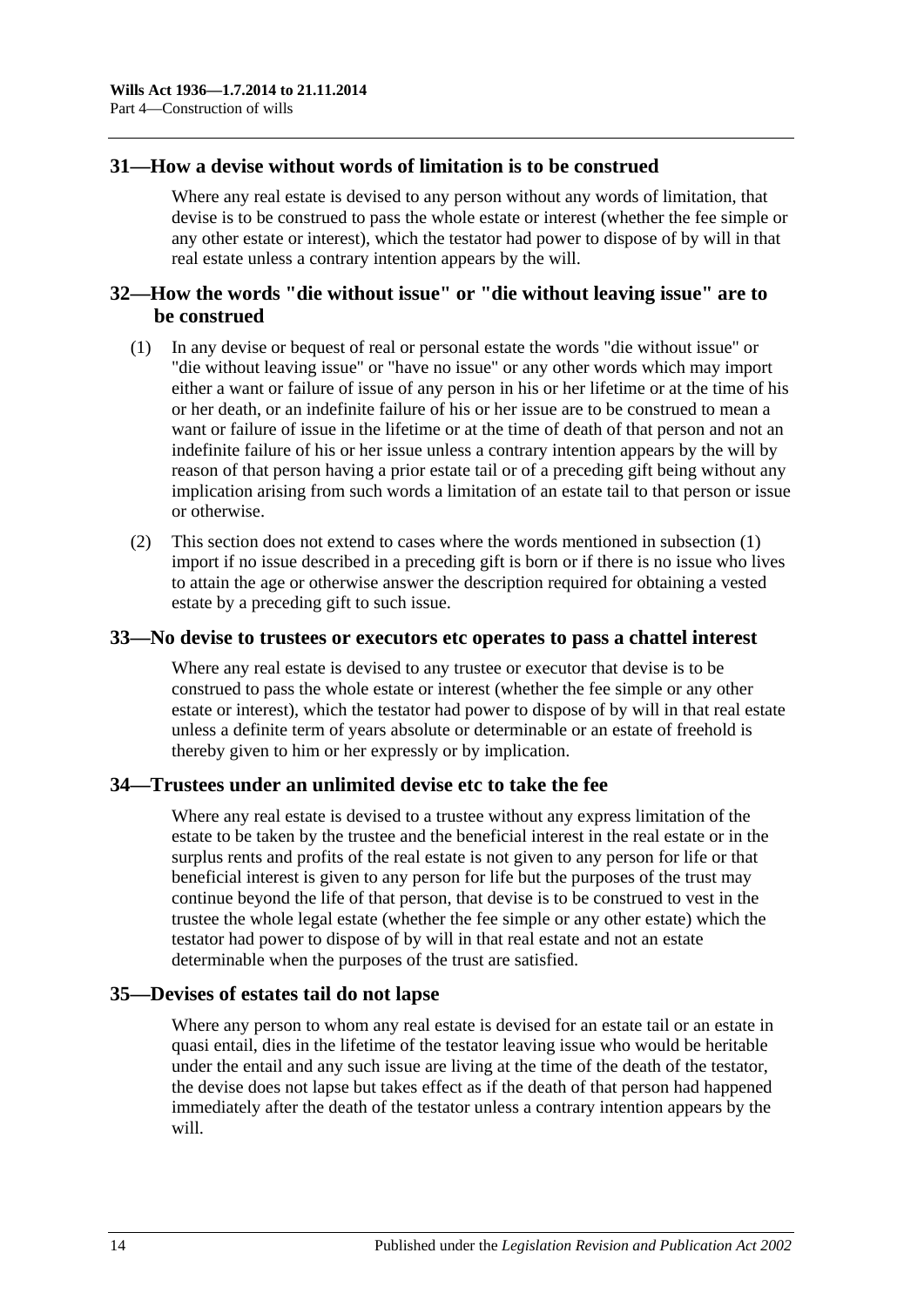## 31—How a devise without words of limitation is to be construed

Where any real estate is devised to any person without any words of limitation, that devise is to be construed to pass the whole estate or interest (whether the fee simple or any other estate or interest), which the testator had power to dispose of by will in that real estate unless a contrary intention appears by the will.

## 32—How the words "die without issue" or "die without leaving issue" are to be construed

(1) In any devise or bequest of real or personal estate the words "die without issue" or "die without leaving issue" or "have no issue" or any other words which may import either a want or failure of issue of any person in his or her lifetime or at the time of his or her death, or an indefinite failure of his or her issue are to be construed to mean a want or failure of issue in the lifetime or at the time of death of that person and not an indefinite failure of his or her issue unless a contrary intention appears by the will by reason of that person having a prior estate tail or of a preceding gift being without any implication arising from such words a limitation of an estate tail to that person or issue or otherwise.

(2) This section does not extend to cases where the words mentioned in subsection (1) import if no issue described in a preceding gift is born or if there is no issue who lives to attain the age or otherwise answer the description required for obtaining a vested estate by a preceding gift to such issue.

## 33—No devise to trustees or executors etc operates to pass a chattel interest

Where any real estate is devised to any trustee or executor that devise is to be construed to pass the whole estate or interest (whether the fee simple or any other estate or interest), which the testator had power to dispose of by will in that real estate unless a definite term of years absolute or determinable or an estate of freehold is thereby given to him or her expressly or by implication.

## 34—Trustees under an unlimited devise etc to take the fee

Where any real estate is devised to a trustee without any express limitation of the estate to be taken by the trustee and the beneficial interest in the real estate or in the surplus rents and profits of the real estate is not given to any person for life or that beneficial interest is given to any person for life but the purposes of the trust may continue beyond the life of that person, that devise is to be construed to vest in the trustee the whole legal estate (whether the fee simple or any other estate) which the testator had power to dispose of by will in that real estate and not an estate determinable when the purposes of the trust are satisfied.

## 35—Devises of estates tail do not lapse

Where any person to whom any real estate is devised for an estate tail or an estate in quasi entail, dies in the lifetime of the testator leaving issue who would be heritable under the entail and any such issue are living at the time of the death of the testator, the devise does not lapse but takes effect as if the death of that person had happened immediately after the death of the testator unless a contrary intention appears by the will.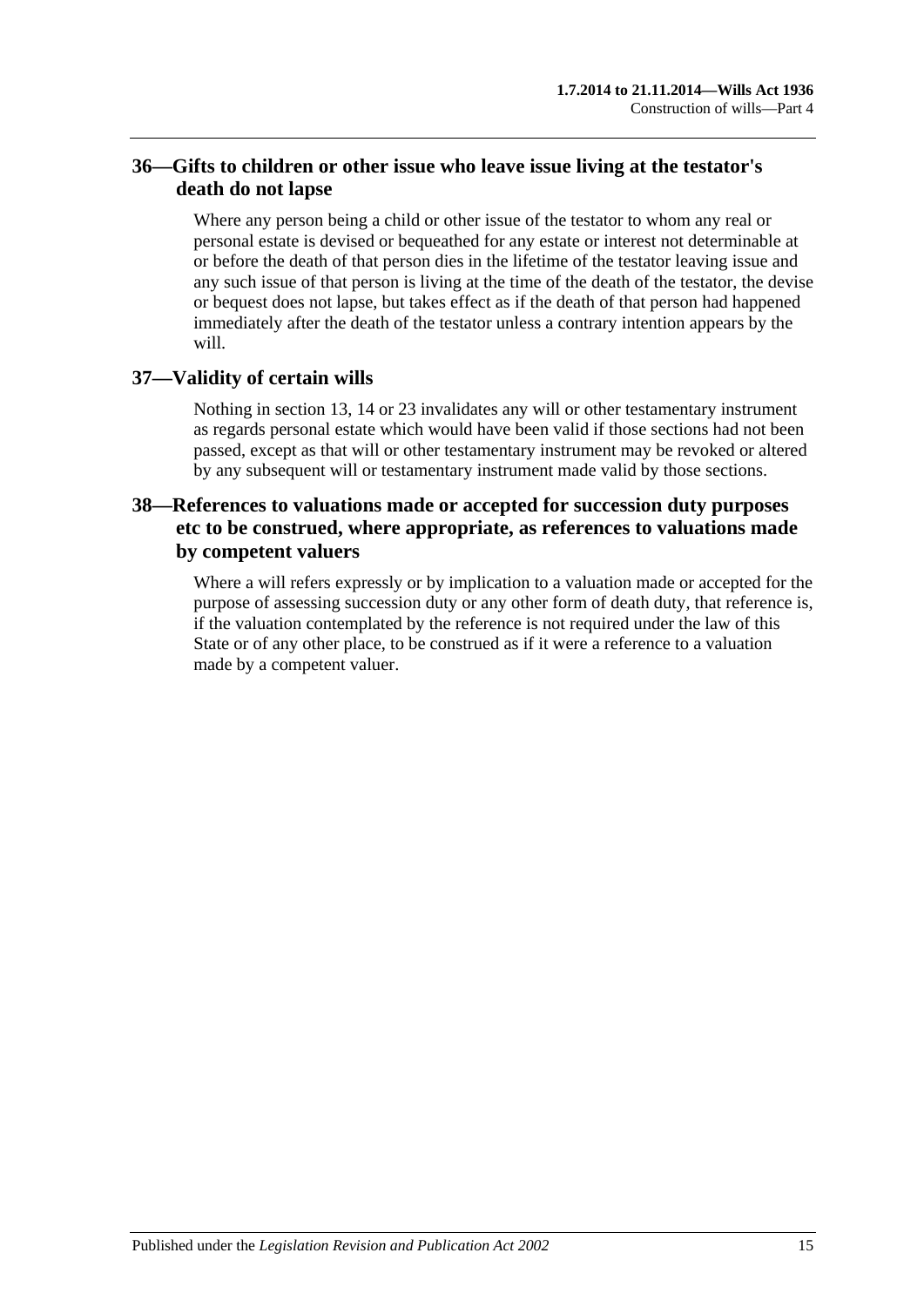## 36—Gifts to children or other issue who leave issue living at the testator's death do not lapse

Where any person being a child or other issue of the testator to whom any real or personal estate is devised or bequeathed for any estate or interest not determinable at or before the death of that person dies in the lifetime of the testator leaving issue and any such issue of that person is living at the time of the death of the testator, the devise or bequest does not lapse, but takes effect as if the death of that person had happened immediately after the death of the testator unless a contrary intention appears by the will.

## 37—Validity of certain wills

Nothing in section 13, 14 or 23 invalidates any will or other testamentary instrument as regards personal estate which would have been valid if those sections had not been passed, except as that will or other testamentary instrument may be revoked or altered by any subsequent will or testamentary instrument made valid by those sections.

## 38—References to valuations made or accepted for succession duty purposes etc to be construed, where appropriate, as references to valuations made by competent valuers

Where a will refers expressly or by implication to a valuation made or accepted for the purpose of assessing succession duty or any other form of death duty, that reference is, if the valuation contemplated by the reference is not required under the law of this State or of any other place, to be construed as if it were a reference to a valuation made by a competent valuer.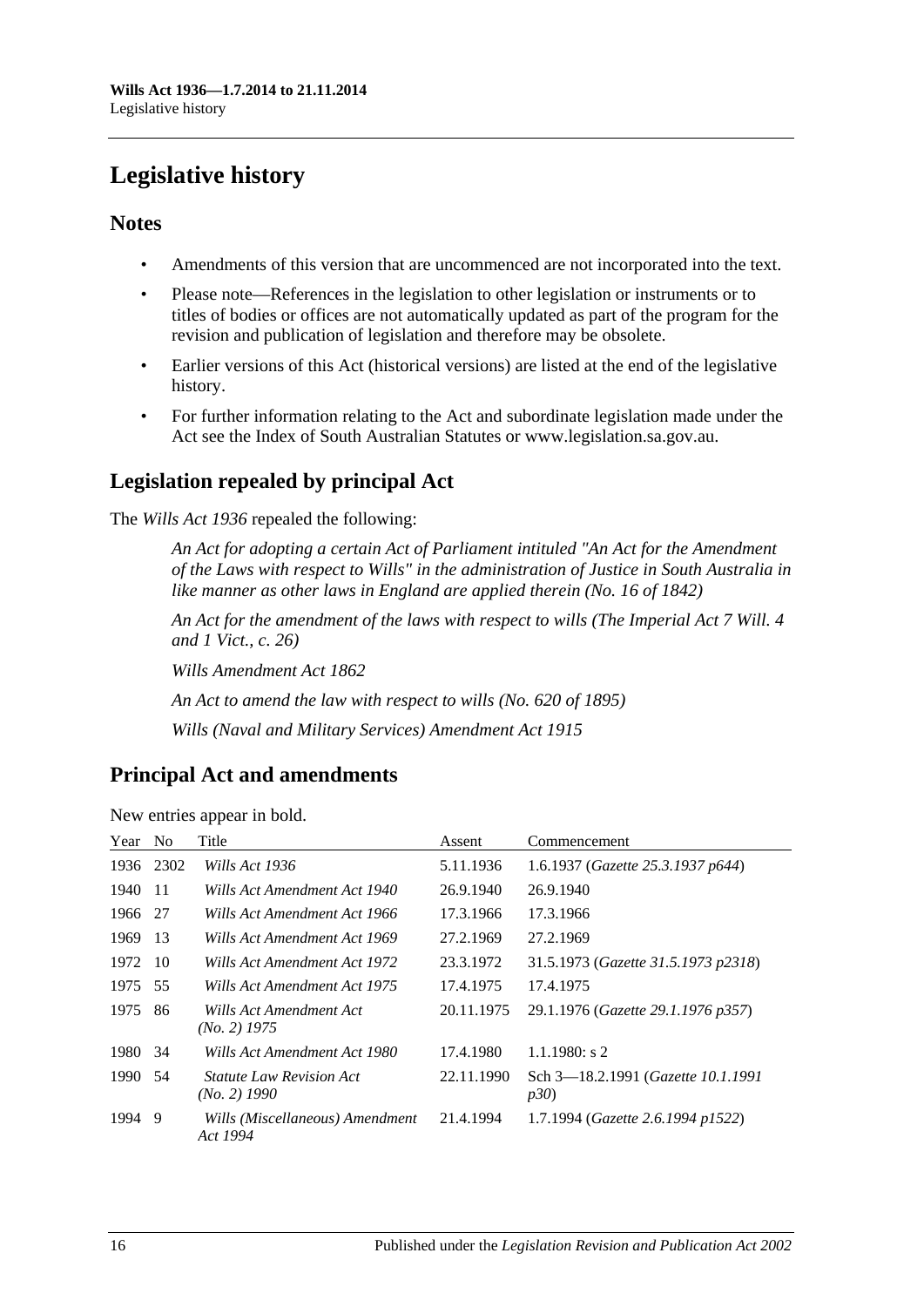# Legislative history

## Notes

- Amendments of this version that are uncommenced are not incorporated into the text.
- Please note—References in the legislation to other legislation or instruments or to titles of bodies or offices are not automatically updated as part of the program for the revision and publication of legislation and therefore may be obsolete.
- Earlier versions of this Act (historical versions) are listed at the end of the legislative history.
- For further information relating to the Act and subordinate legislation made under the Act see the Index of South Australian Statutes or www.legislation.sa.gov.au.

## Legislation repealed by principal Act

The *Wills Act 1936* repealed the following:

> *An Act for adopting a certain Act of Parliament intituled "An Act for the Amendment of the Laws with respect to Wills" in the administration of Justice in South Australia in like manner as other laws in England are applied therein (No. 16 of 1842)*
>
> *An Act for the amendment of the laws with respect to wills (The Imperial Act 7 Will. 4 and 1 Vict., c. 26)*
>
> *Wills Amendment Act 1862*
>
> *An Act to amend the law with respect to wills (No. 620 of 1895)*
>
> *Wills (Naval and Military Services) Amendment Act 1915*

## Principal Act and amendments

New entries appear in bold.

| Year | No | Title | Assent | Commencement |
|---|---|---|---|---|
| 1936 | 2302 | *Wills Act 1936* | 5.11.1936 | 1.6.1937 (*Gazette 25.3.1937 p644*) |
| 1940 | 11 | *Wills Act Amendment Act 1940* | 26.9.1940 | 26.9.1940 |
| 1966 | 27 | *Wills Act Amendment Act 1966* | 17.3.1966 | 17.3.1966 |
| 1969 | 13 | *Wills Act Amendment Act 1969* | 27.2.1969 | 27.2.1969 |
| 1972 | 10 | *Wills Act Amendment Act 1972* | 23.3.1972 | 31.5.1973 (*Gazette 31.5.1973 p2318*) |
| 1975 | 55 | *Wills Act Amendment Act 1975* | 17.4.1975 | 17.4.1975 |
| 1975 | 86 | *Wills Act Amendment Act (No. 2) 1975* | 20.11.1975 | 29.1.1976 (*Gazette 29.1.1976 p357*) |
| 1980 | 34 | *Wills Act Amendment Act 1980* | 17.4.1980 | 1.1.1980: s 2 |
| 1990 | 54 | *Statute Law Revision Act (No. 2) 1990* | 22.11.1990 | Sch 3—18.2.1991 (*Gazette 10.1.1991 p30*) |
| 1994 | 9 | *Wills (Miscellaneous) Amendment Act 1994* | 21.4.1994 | 1.7.1994 (*Gazette 2.6.1994 p1522*) |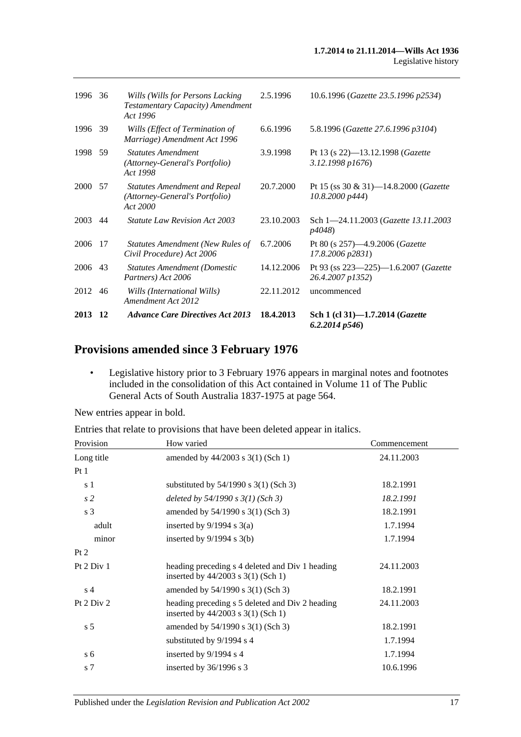| | | | | |
|---|---|---|---|---|
| 1996 | 36 | *Wills (Wills for Persons Lacking Testamentary Capacity) Amendment Act 1996* | 2.5.1996 | 10.6.1996 (*Gazette 23.5.1996 p2534*) |
| 1996 | 39 | *Wills (Effect of Termination of Marriage) Amendment Act 1996* | 6.6.1996 | 5.8.1996 (*Gazette 27.6.1996 p3104*) |
| 1998 | 59 | *Statutes Amendment (Attorney-General's Portfolio) Act 1998* | 3.9.1998 | Pt 13 (s 22)—13.12.1998 (*Gazette 3.12.1998 p1676*) |
| 2000 | 57 | *Statutes Amendment and Repeal (Attorney-General's Portfolio) Act 2000* | 20.7.2000 | Pt 15 (ss 30 & 31)—14.8.2000 (*Gazette 10.8.2000 p444*) |
| 2003 | 44 | *Statute Law Revision Act 2003* | 23.10.2003 | Sch 1—24.11.2003 (*Gazette 13.11.2003 p4048*) |
| 2006 | 17 | *Statutes Amendment (New Rules of Civil Procedure) Act 2006* | 6.7.2006 | Pt 80 (s 257)—4.9.2006 (*Gazette 17.8.2006 p2831*) |
| 2006 | 43 | *Statutes Amendment (Domestic Partners) Act 2006* | 14.12.2006 | Pt 93 (ss 223—225)—1.6.2007 (*Gazette 26.4.2007 p1352*) |
| 2012 | 46 | *Wills (International Wills) Amendment Act 2012* | 22.11.2012 | uncommenced |
| **2013** | **12** | ***Advance Care Directives Act 2013*** | **18.4.2013** | **Sch 1 (cl 31)—1.7.2014 (*Gazette 6.2.2014 p546*)** |

## Provisions amended since 3 February 1976

- Legislative history prior to 3 February 1976 appears in marginal notes and footnotes included in the consolidation of this Act contained in Volume 11 of The Public General Acts of South Australia 1837-1975 at page 564.

New entries appear in bold.

Entries that relate to provisions that have been deleted appear in italics.

| Provision | How varied | Commencement |
|---|---|---|
| Long title | amended by 44/2003 s 3(1) (Sch 1) | 24.11.2003 |
| Pt 1 | | |
| s 1 | substituted by 54/1990 s 3(1) (Sch 3) | 18.2.1991 |
| *s 2* | *deleted by 54/1990 s 3(1) (Sch 3)* | *18.2.1991* |
| s 3 | amended by 54/1990 s 3(1) (Sch 3) | 18.2.1991 |
| adult | inserted by 9/1994 s 3(a) | 1.7.1994 |
| minor | inserted by 9/1994 s 3(b) | 1.7.1994 |
| Pt 2 | | |
| Pt 2 Div 1 | heading preceding s 4 deleted and Div 1 heading inserted by 44/2003 s 3(1) (Sch 1) | 24.11.2003 |
| s 4 | amended by 54/1990 s 3(1) (Sch 3) | 18.2.1991 |
| Pt 2 Div 2 | heading preceding s 5 deleted and Div 2 heading inserted by 44/2003 s 3(1) (Sch 1) | 24.11.2003 |
| s 5 | amended by 54/1990 s 3(1) (Sch 3) | 18.2.1991 |
| | substituted by 9/1994 s 4 | 1.7.1994 |
| s 6 | inserted by 9/1994 s 4 | 1.7.1994 |
| s 7 | inserted by 36/1996 s 3 | 10.6.1996 |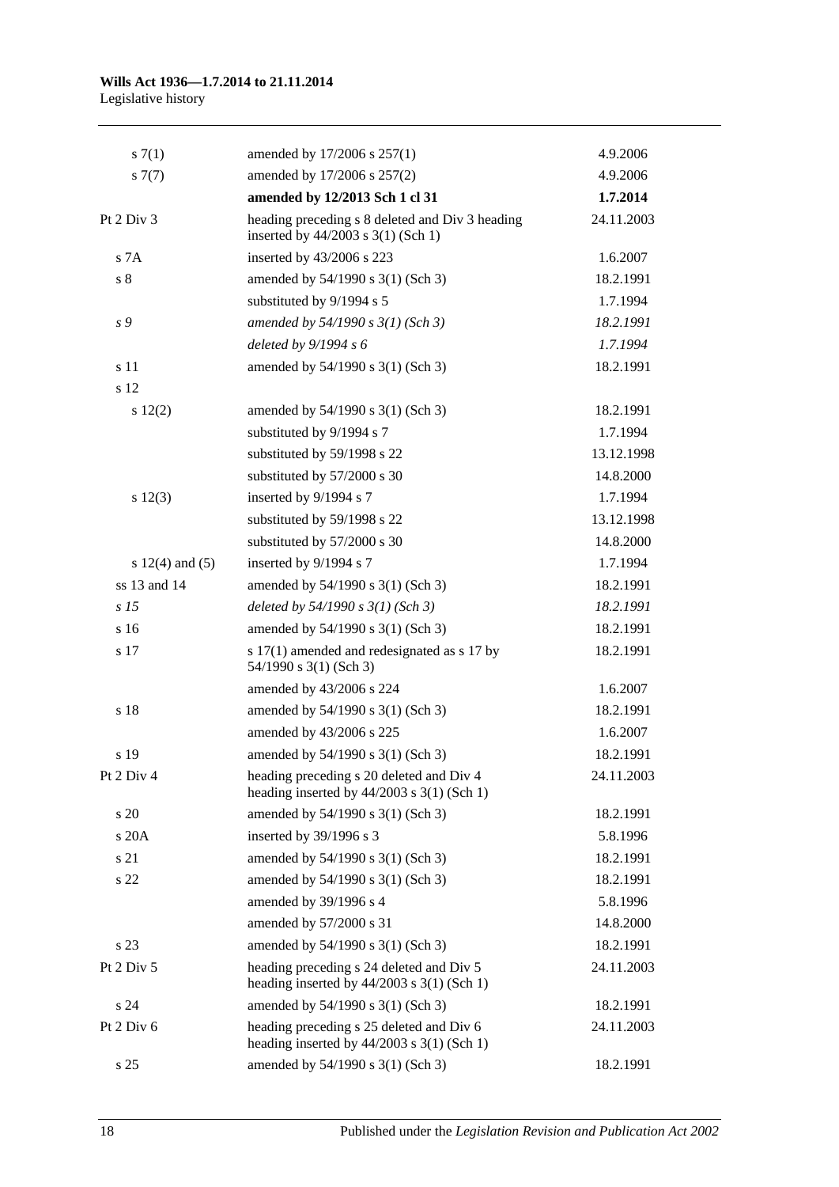| | | |
|---|---|---|
| s 7(1) | amended by 17/2006 s 257(1) | 4.9.2006 |
| s 7(7) | amended by 17/2006 s 257(2) | 4.9.2006 |
| | **amended by 12/2013 Sch 1 cl 31** | **1.7.2014** |
| Pt 2 Div 3 | heading preceding s 8 deleted and Div 3 heading inserted by 44/2003 s 3(1) (Sch 1) | 24.11.2003 |
| s 7A | inserted by 43/2006 s 223 | 1.6.2007 |
| s 8 | amended by 54/1990 s 3(1) (Sch 3) | 18.2.1991 |
| | substituted by 9/1994 s 5 | 1.7.1994 |
| *s 9* | *amended by 54/1990 s 3(1) (Sch 3)* | *18.2.1991* |
| | *deleted by 9/1994 s 6* | *1.7.1994* |
| s 11 | amended by 54/1990 s 3(1) (Sch 3) | 18.2.1991 |
| s 12 | | |
| s 12(2) | amended by 54/1990 s 3(1) (Sch 3) | 18.2.1991 |
| | substituted by 9/1994 s 7 | 1.7.1994 |
| | substituted by 59/1998 s 22 | 13.12.1998 |
| | substituted by 57/2000 s 30 | 14.8.2000 |
| s 12(3) | inserted by 9/1994 s 7 | 1.7.1994 |
| | substituted by 59/1998 s 22 | 13.12.1998 |
| | substituted by 57/2000 s 30 | 14.8.2000 |
| s 12(4) and (5) | inserted by 9/1994 s 7 | 1.7.1994 |
| ss 13 and 14 | amended by 54/1990 s 3(1) (Sch 3) | 18.2.1991 |
| *s 15* | *deleted by 54/1990 s 3(1) (Sch 3)* | *18.2.1991* |
| s 16 | amended by 54/1990 s 3(1) (Sch 3) | 18.2.1991 |
| s 17 | s 17(1) amended and redesignated as s 17 by 54/1990 s 3(1) (Sch 3) | 18.2.1991 |
| | amended by 43/2006 s 224 | 1.6.2007 |
| s 18 | amended by 54/1990 s 3(1) (Sch 3) | 18.2.1991 |
| | amended by 43/2006 s 225 | 1.6.2007 |
| s 19 | amended by 54/1990 s 3(1) (Sch 3) | 18.2.1991 |
| Pt 2 Div 4 | heading preceding s 20 deleted and Div 4 heading inserted by 44/2003 s 3(1) (Sch 1) | 24.11.2003 |
| s 20 | amended by 54/1990 s 3(1) (Sch 3) | 18.2.1991 |
| s 20A | inserted by 39/1996 s 3 | 5.8.1996 |
| s 21 | amended by 54/1990 s 3(1) (Sch 3) | 18.2.1991 |
| s 22 | amended by 54/1990 s 3(1) (Sch 3) | 18.2.1991 |
| | amended by 39/1996 s 4 | 5.8.1996 |
| | amended by 57/2000 s 31 | 14.8.2000 |
| s 23 | amended by 54/1990 s 3(1) (Sch 3) | 18.2.1991 |
| Pt 2 Div 5 | heading preceding s 24 deleted and Div 5 heading inserted by 44/2003 s 3(1) (Sch 1) | 24.11.2003 |
| s 24 | amended by 54/1990 s 3(1) (Sch 3) | 18.2.1991 |
| Pt 2 Div 6 | heading preceding s 25 deleted and Div 6 heading inserted by 44/2003 s 3(1) (Sch 1) | 24.11.2003 |
| s 25 | amended by 54/1990 s 3(1) (Sch 3) | 18.2.1991 |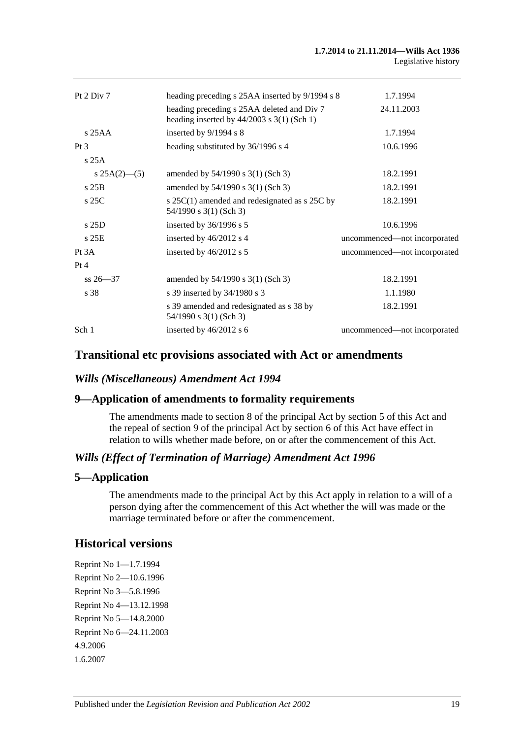| | | |
|---|---|---|
| Pt 2 Div 7 | heading preceding s 25AA inserted by 9/1994 s 8 | 1.7.1994 |
| | heading preceding s 25AA deleted and Div 7 heading inserted by 44/2003 s 3(1) (Sch 1) | 24.11.2003 |
| s 25AA | inserted by 9/1994 s 8 | 1.7.1994 |
| Pt 3 | heading substituted by 36/1996 s 4 | 10.6.1996 |
| s 25A | | |
| s 25A(2)—(5) | amended by 54/1990 s 3(1) (Sch 3) | 18.2.1991 |
| s 25B | amended by 54/1990 s 3(1) (Sch 3) | 18.2.1991 |
| s 25C | s 25C(1) amended and redesignated as s 25C by 54/1990 s 3(1) (Sch 3) | 18.2.1991 |
| s 25D | inserted by 36/1996 s 5 | 10.6.1996 |
| s 25E | inserted by 46/2012 s 4 | uncommenced—not incorporated |
| Pt 3A | inserted by 46/2012 s 5 | uncommenced—not incorporated |
| Pt 4 | | |
| ss 26—37 | amended by 54/1990 s 3(1) (Sch 3) | 18.2.1991 |
| s 38 | s 39 inserted by 34/1980 s 3 | 1.1.1980 |
| | s 39 amended and redesignated as s 38 by 54/1990 s 3(1) (Sch 3) | 18.2.1991 |
| Sch 1 | inserted by 46/2012 s 6 | uncommenced—not incorporated |

## Transitional etc provisions associated with Act or amendments

### *Wills (Miscellaneous) Amendment Act 1994*

### 9—Application of amendments to formality requirements

The amendments made to section 8 of the principal Act by section 5 of this Act and the repeal of section 9 of the principal Act by section 6 of this Act have effect in relation to wills whether made before, on or after the commencement of this Act.

### *Wills (Effect of Termination of Marriage) Amendment Act 1996*

### 5—Application

The amendments made to the principal Act by this Act apply in relation to a will of a person dying after the commencement of this Act whether the will was made or the marriage terminated before or after the commencement.

## Historical versions

Reprint No 1—1.7.1994

Reprint No 2—10.6.1996

Reprint No 3—5.8.1996

Reprint No 4—13.12.1998

Reprint No 5—14.8.2000

Reprint No 6—24.11.2003

4.9.2006

1.6.2007